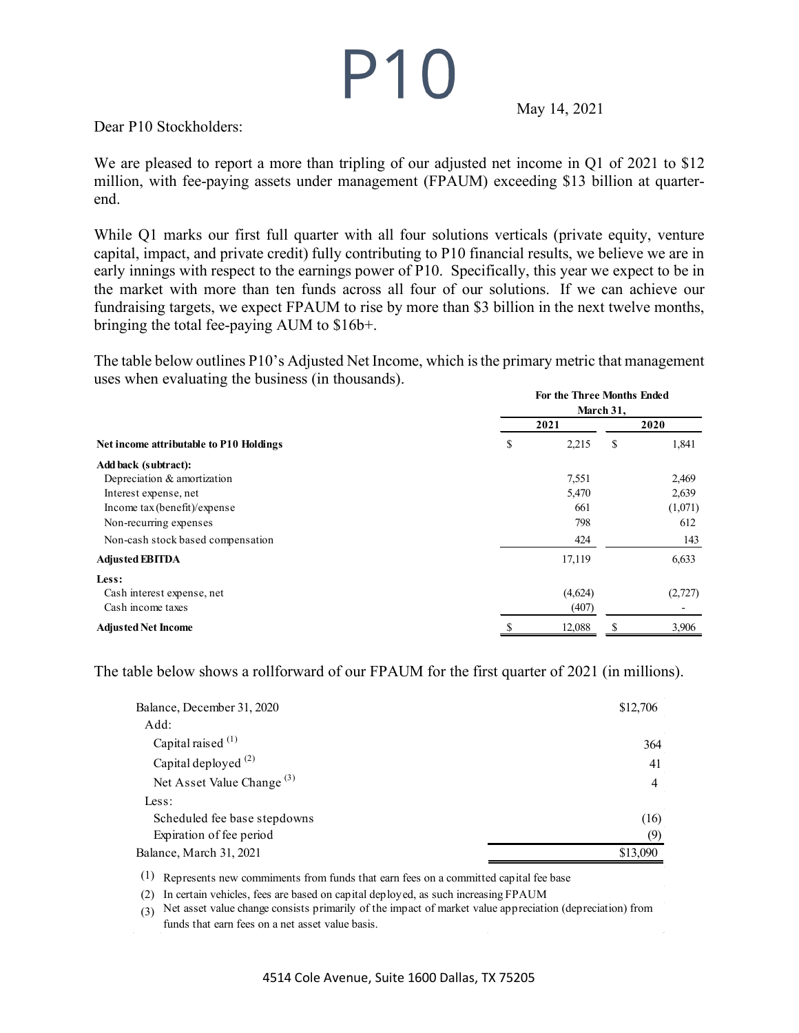# P10

May 14, 2021

Dear P10 Stockholders:

We are pleased to report a more than tripling of our adjusted net income in Q1 of 2021 to $12 million, with fee-paying assets under management (FPAUM) exceeding $13 billion at quarter-end.

While Q1 marks our first full quarter with all four solutions verticals (private equity, venture capital, impact, and private credit) fully contributing to P10 financial results, we believe we are in early innings with respect to the earnings power of P10. Specifically, this year we expect to be in the market with more than ten funds across all four of our solutions. If we can achieve our fundraising targets, we expect FPAUM to rise by more than $3 billion in the next twelve months, bringing the total fee-paying AUM to $16b+.

The table below outlines P10's Adjusted Net Income, which is the primary metric that management uses when evaluating the business (in thousands).

| | For the Three Months Ended March 31, | |
|---|---|---|
| | 2021 | 2020 |
| **Net income attributable to P10 Holdings** | $ 2,215 | $ 1,841 |
| **Add back (subtract):** | | |
| Depreciation & amortization | 7,551 | 2,469 |
| Interest expense, net | 5,470 | 2,639 |
| Income tax (benefit)/expense | 661 | (1,071) |
| Non-recurring expenses | 798 | 612 |
| Non-cash stock based compensation | 424 | 143 |
| **Adjusted EBITDA** | 17,119 | 6,633 |
| **Less:** | | |
| Cash interest expense, net | (4,624) | (2,727) |
| Cash income taxes | (407) | - |
| **Adjusted Net Income** | $ 12,088 | $ 3,906 |

The table below shows a rollforward of our FPAUM for the first quarter of 2021 (in millions).

| | |
|---|---|
| Balance, December 31, 2020 | $12,706 |
| Add: | |
| Capital raised [(1)] | 364 |
| Capital deployed [(2)] | 41 |
| Net Asset Value Change [(3)] | 4 |
| Less: | |
| Scheduled fee base stepdowns | (16) |
| Expiration of fee period | (9) |
| Balance, March 31, 2021 | $13,090 |

(1) Represents new commiments from funds that earn fees on a committed capital fee base

(2) In certain vehicles, fees are based on capital deployed, as such increasing FPAUM

(3) Net asset value change consists primarily of the impact of market value appreciation (depreciation) from funds that earn fees on a net asset value basis.

4514 Cole Avenue, Suite 1600 Dallas, TX 75205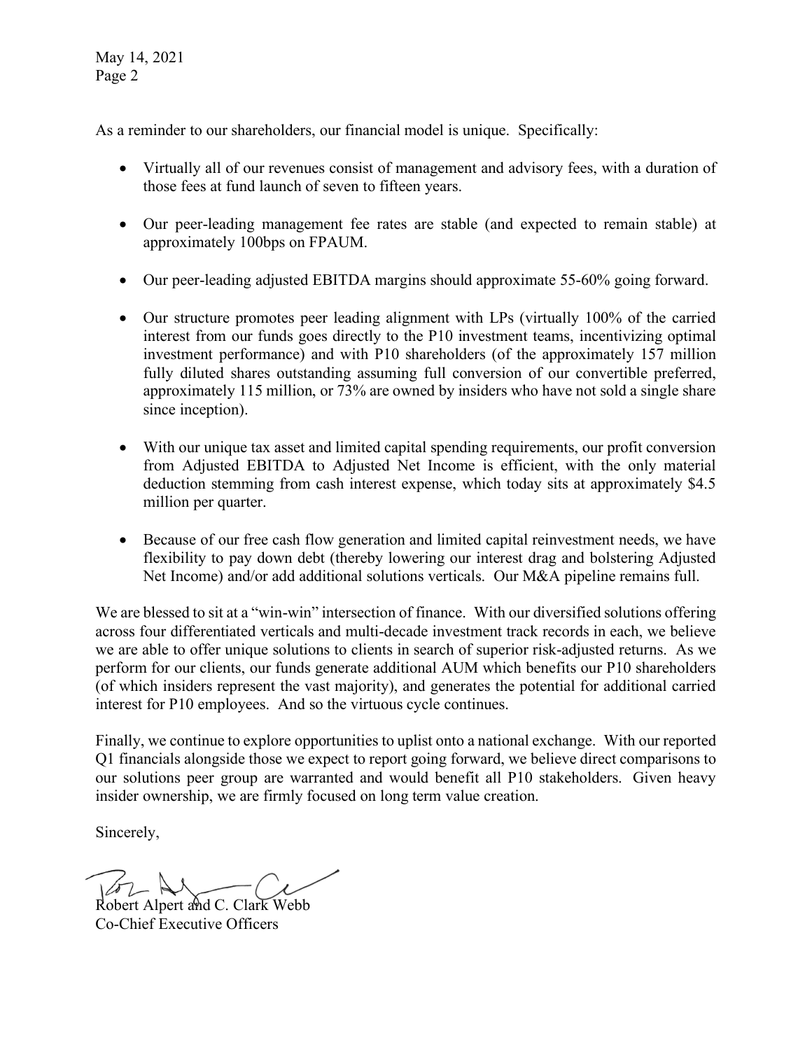As a reminder to our shareholders, our financial model is unique. Specifically:

- Virtually all of our revenues consist of management and advisory fees, with a duration of those fees at fund launch of seven to fifteen years.
- Our peer-leading management fee rates are stable (and expected to remain stable) at approximately 100bps on FPAUM.
- Our peer-leading adjusted EBITDA margins should approximate 55-60% going forward.
- Our structure promotes peer leading alignment with LPs (virtually 100% of the carried interest from our funds goes directly to the P10 investment teams, incentivizing optimal investment performance) and with P10 shareholders (of the approximately 157 million fully diluted shares outstanding assuming full conversion of our convertible preferred, approximately 115 million, or 73% are owned by insiders who have not sold a single share since inception).
- With our unique tax asset and limited capital spending requirements, our profit conversion from Adjusted EBITDA to Adjusted Net Income is efficient, with the only material deduction stemming from cash interest expense, which today sits at approximately $4.5 million per quarter.
- Because of our free cash flow generation and limited capital reinvestment needs, we have flexibility to pay down debt (thereby lowering our interest drag and bolstering Adjusted Net Income) and/or add additional solutions verticals. Our M&A pipeline remains full.

We are blessed to sit at a "win-win" intersection of finance. With our diversified solutions offering across four differentiated verticals and multi-decade investment track records in each, we believe we are able to offer unique solutions to clients in search of superior risk-adjusted returns. As we perform for our clients, our funds generate additional AUM which benefits our P10 shareholders (of which insiders represent the vast majority), and generates the potential for additional carried interest for P10 employees. And so the virtuous cycle continues.

Finally, we continue to explore opportunities to uplist onto a national exchange. With our reported Q1 financials alongside those we expect to report going forward, we believe direct comparisons to our solutions peer group are warranted and would benefit all P10 stakeholders. Given heavy insider ownership, we are firmly focused on long term value creation.

Sincerely,

Robert Alpert and C. Clark Webb
Co-Chief Executive Officers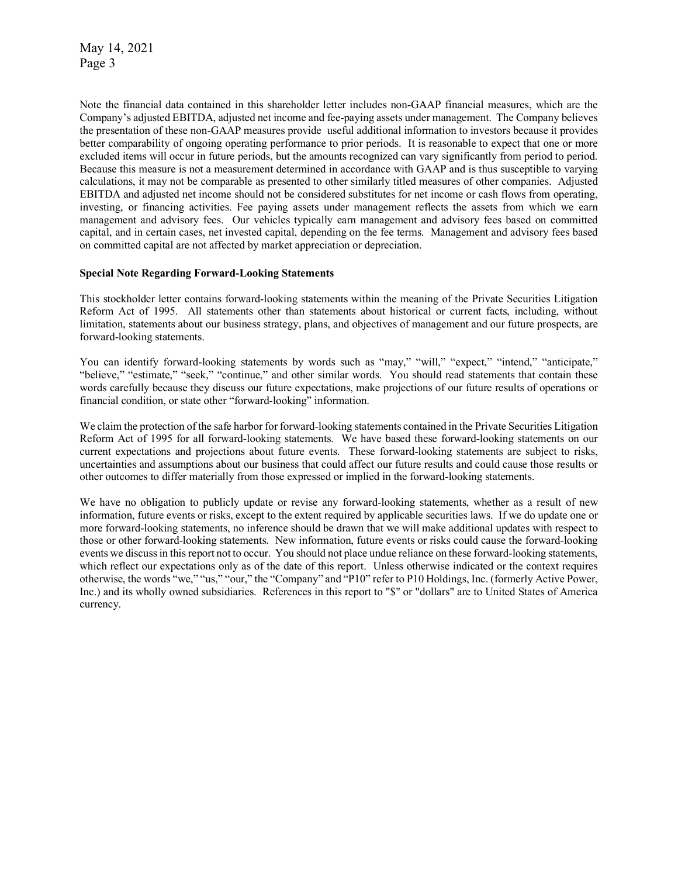Note the financial data contained in this shareholder letter includes non-GAAP financial measures, which are the Company's adjusted EBITDA, adjusted net income and fee-paying assets under management. The Company believes the presentation of these non-GAAP measures provide useful additional information to investors because it provides better comparability of ongoing operating performance to prior periods. It is reasonable to expect that one or more excluded items will occur in future periods, but the amounts recognized can vary significantly from period to period. Because this measure is not a measurement determined in accordance with GAAP and is thus susceptible to varying calculations, it may not be comparable as presented to other similarly titled measures of other companies. Adjusted EBITDA and adjusted net income should not be considered substitutes for net income or cash flows from operating, investing, or financing activities. Fee paying assets under management reflects the assets from which we earn management and advisory fees. Our vehicles typically earn management and advisory fees based on committed capital, and in certain cases, net invested capital, depending on the fee terms. Management and advisory fees based on committed capital are not affected by market appreciation or depreciation.

**Special Note Regarding Forward-Looking Statements**

This stockholder letter contains forward-looking statements within the meaning of the Private Securities Litigation Reform Act of 1995. All statements other than statements about historical or current facts, including, without limitation, statements about our business strategy, plans, and objectives of management and our future prospects, are forward-looking statements.

You can identify forward-looking statements by words such as "may," "will," "expect," "intend," "anticipate," "believe," "estimate," "seek," "continue," and other similar words. You should read statements that contain these words carefully because they discuss our future expectations, make projections of our future results of operations or financial condition, or state other "forward-looking" information.

We claim the protection of the safe harbor for forward-looking statements contained in the Private Securities Litigation Reform Act of 1995 for all forward-looking statements. We have based these forward-looking statements on our current expectations and projections about future events. These forward-looking statements are subject to risks, uncertainties and assumptions about our business that could affect our future results and could cause those results or other outcomes to differ materially from those expressed or implied in the forward-looking statements.

We have no obligation to publicly update or revise any forward-looking statements, whether as a result of new information, future events or risks, except to the extent required by applicable securities laws. If we do update one or more forward-looking statements, no inference should be drawn that we will make additional updates with respect to those or other forward-looking statements. New information, future events or risks could cause the forward-looking events we discuss in this report not to occur. You should not place undue reliance on these forward-looking statements, which reflect our expectations only as of the date of this report. Unless otherwise indicated or the context requires otherwise, the words "we," "us," "our," the "Company" and "P10" refer to P10 Holdings, Inc. (formerly Active Power, Inc.) and its wholly owned subsidiaries. References in this report to "$" or "dollars" are to United States of America currency.